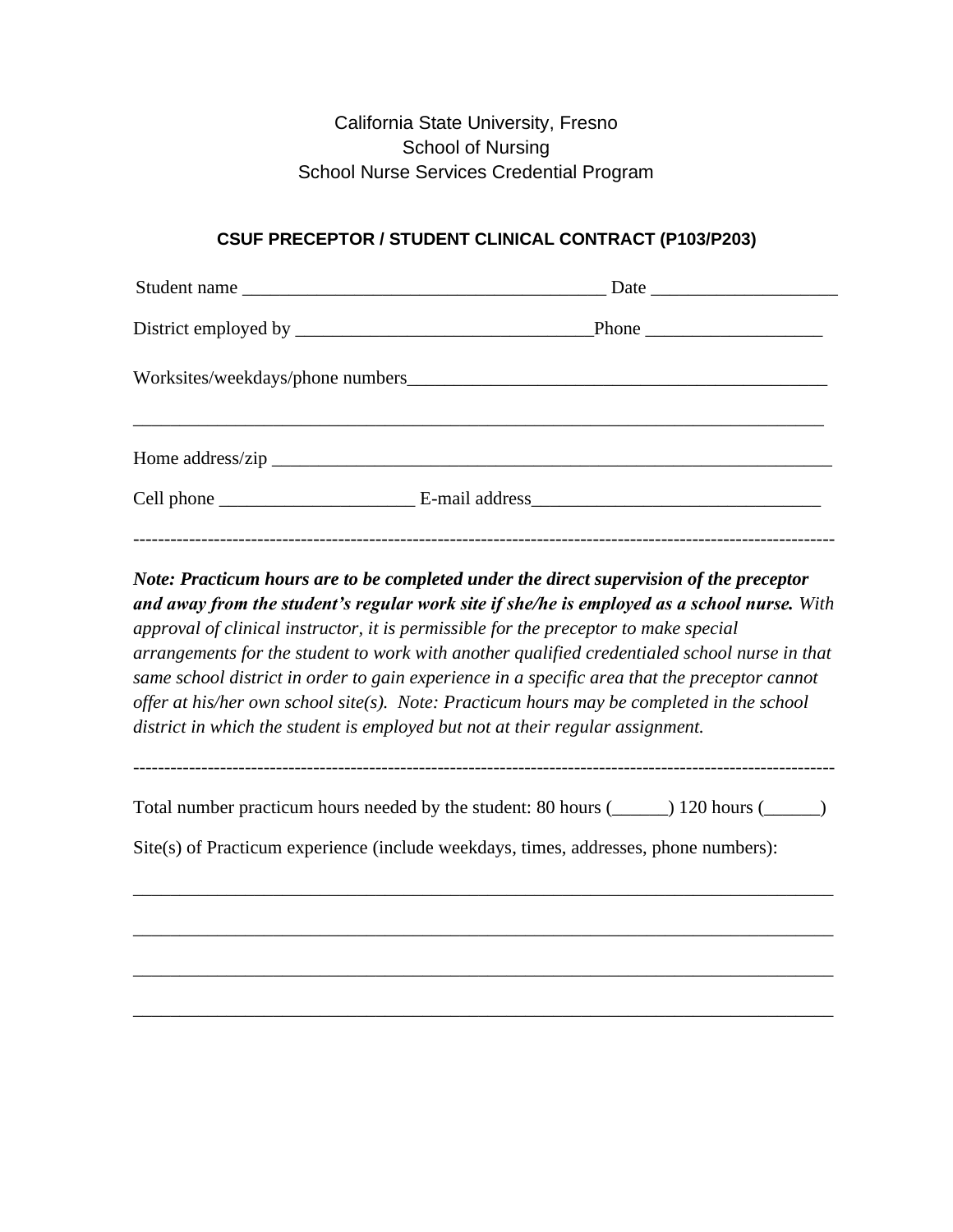California State University, Fresno
School of Nursing
School Nurse Services Credential Program

## CSUF PRECEPTOR / STUDENT CLINICAL CONTRACT (P103/P203)

Student name _______________________________________ Date ____________________

District employed by ________________________________Phone ___________________

Worksites/weekdays/phone numbers______________________________________________

_____________________________________________________________________________

Home address/zip ______________________________________________________________

Cell phone _____________________ E-mail address_______________________________

---

***Note: Practicum hours are to be completed under the direct supervision of the preceptor and away from the student's regular work site if she/he is employed as a school nurse.*** *With approval of clinical instructor, it is permissible for the preceptor to make special arrangements for the student to work with another qualified credentialed school nurse in that same school district in order to gain experience in a specific area that the preceptor cannot offer at his/her own school site(s). Note: Practicum hours may be completed in the school district in which the student is employed but not at their regular assignment.*

---

Total number practicum hours needed by the student: 80 hours (______) 120 hours (______)

Site(s) of Practicum experience (include weekdays, times, addresses, phone numbers):

_____________________________________________________________________________

_____________________________________________________________________________

_____________________________________________________________________________

_____________________________________________________________________________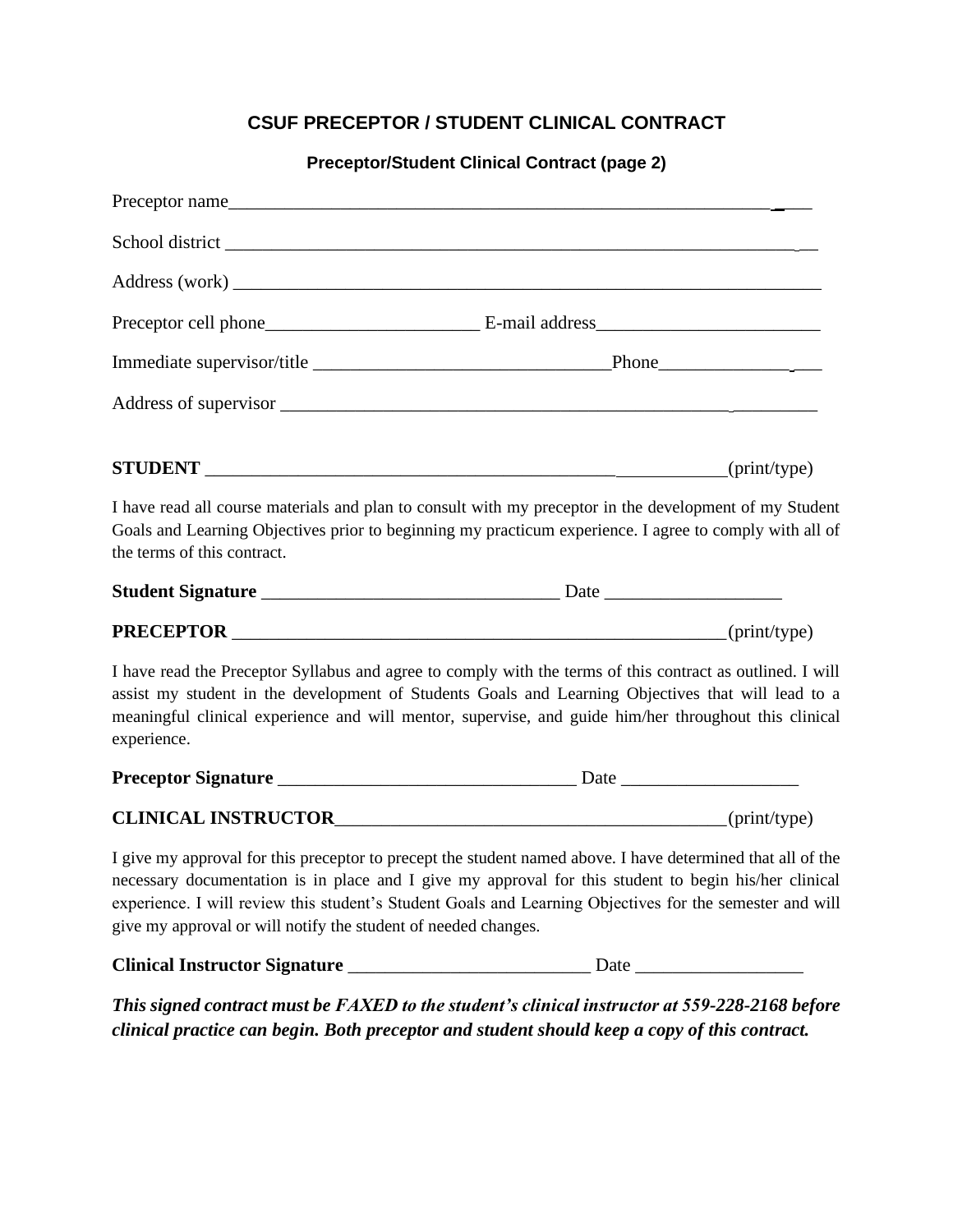# CSUF PRECEPTOR / STUDENT CLINICAL CONTRACT

### Preceptor/Student Clinical Contract (page 2)

Preceptor name_______________________________________________________________

School district _______________________________________________________________

Address (work) _______________________________________________________________

Preceptor cell phone_______________________ E-mail address________________________

Immediate supervisor/title ________________________________Phone_________________

Address of supervisor ____________________________________________________________

**STUDENT** ____________________________________________________________(print/type)

I have read all course materials and plan to consult with my preceptor in the development of my Student Goals and Learning Objectives prior to beginning my practicum experience. I agree to comply with all of the terms of this contract.

**Student Signature** ________________________________ Date ___________________

**PRECEPTOR** _____________________________________________________(print/type)

I have read the Preceptor Syllabus and agree to comply with the terms of this contract as outlined. I will assist my student in the development of Students Goals and Learning Objectives that will lead to a meaningful clinical experience and will mentor, supervise, and guide him/her throughout this clinical experience.

**Preceptor Signature** ________________________________ Date ___________________

**CLINICAL INSTRUCTOR**__________________________________________(print/type)

I give my approval for this preceptor to precept the student named above. I have determined that all of the necessary documentation is in place and I give my approval for this student to begin his/her clinical experience. I will review this student's Student Goals and Learning Objectives for the semester and will give my approval or will notify the student of needed changes.

**Clinical Instructor Signature** __________________________ Date __________________

***This signed contract must be FAXED to the student's clinical instructor at 559-228-2168 before clinical practice can begin. Both preceptor and student should keep a copy of this contract.***